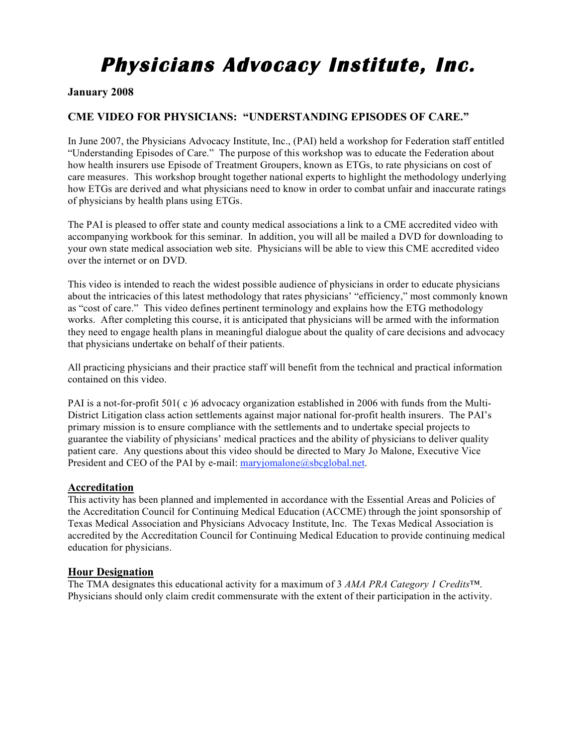# Physicians Advocacy Institute, Inc.

**January 2008**

## CME VIDEO FOR PHYSICIANS: "UNDERSTANDING EPISODES OF CARE."

In June 2007, the Physicians Advocacy Institute, Inc., (PAI) held a workshop for Federation staff entitled "Understanding Episodes of Care." The purpose of this workshop was to educate the Federation about how health insurers use Episode of Treatment Groupers, known as ETGs, to rate physicians on cost of care measures. This workshop brought together national experts to highlight the methodology underlying how ETGs are derived and what physicians need to know in order to combat unfair and inaccurate ratings of physicians by health plans using ETGs.

The PAI is pleased to offer state and county medical associations a link to a CME accredited video with accompanying workbook for this seminar. In addition, you will all be mailed a DVD for downloading to your own state medical association web site. Physicians will be able to view this CME accredited video over the internet or on DVD.

This video is intended to reach the widest possible audience of physicians in order to educate physicians about the intricacies of this latest methodology that rates physicians' "efficiency," most commonly known as "cost of care." This video defines pertinent terminology and explains how the ETG methodology works. After completing this course, it is anticipated that physicians will be armed with the information they need to engage health plans in meaningful dialogue about the quality of care decisions and advocacy that physicians undertake on behalf of their patients.

All practicing physicians and their practice staff will benefit from the technical and practical information contained on this video.

PAI is a not-for-profit 501( c )6 advocacy organization established in 2006 with funds from the Multi-District Litigation class action settlements against major national for-profit health insurers. The PAI's primary mission is to ensure compliance with the settlements and to undertake special projects to guarantee the viability of physicians' medical practices and the ability of physicians to deliver quality patient care. Any questions about this video should be directed to Mary Jo Malone, Executive Vice President and CEO of the PAI by e-mail: maryjomalone@sbcglobal.net.

### Accreditation

This activity has been planned and implemented in accordance with the Essential Areas and Policies of the Accreditation Council for Continuing Medical Education (ACCME) through the joint sponsorship of Texas Medical Association and Physicians Advocacy Institute, Inc. The Texas Medical Association is accredited by the Accreditation Council for Continuing Medical Education to provide continuing medical education for physicians.

### Hour Designation

The TMA designates this educational activity for a maximum of 3 *AMA PRA Category 1 Credits*™. Physicians should only claim credit commensurate with the extent of their participation in the activity.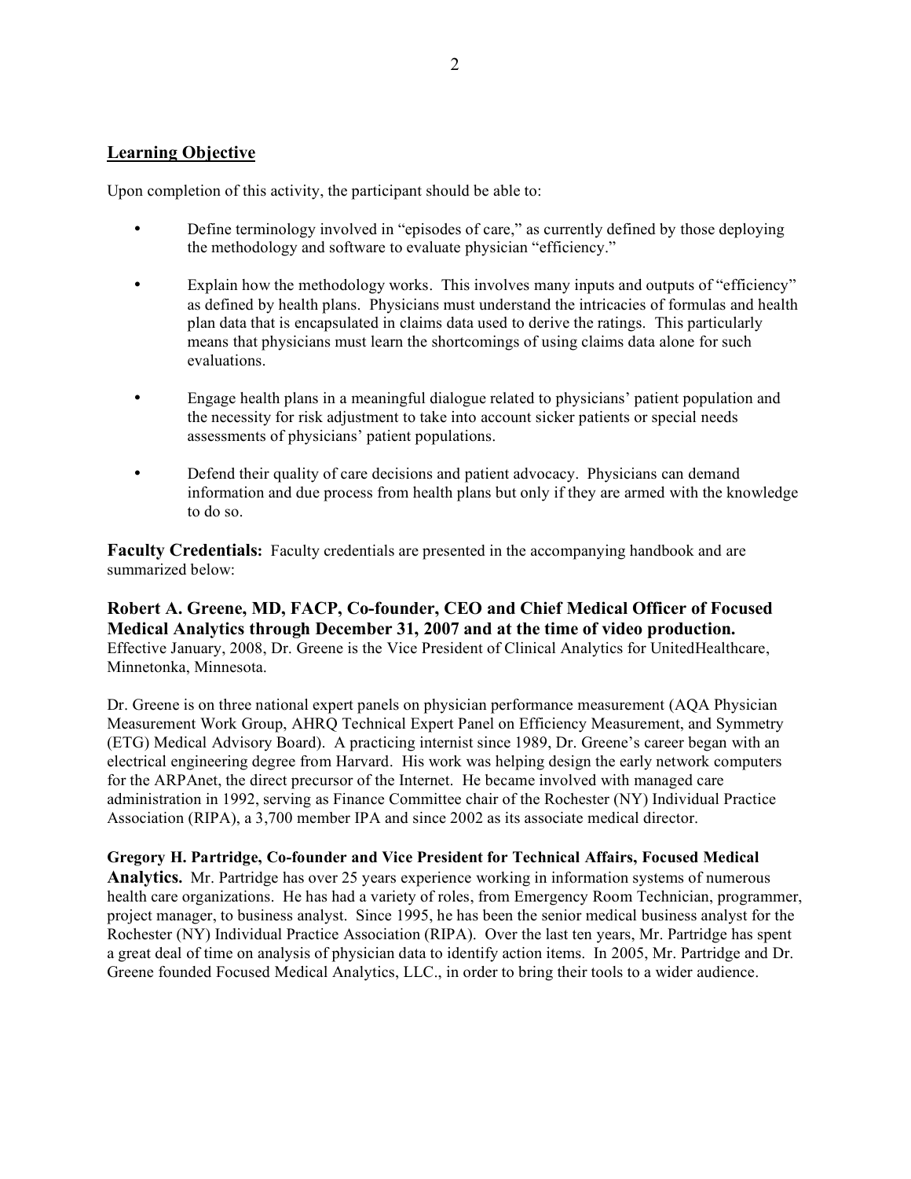## Learning Objective

Upon completion of this activity, the participant should be able to:

- Define terminology involved in "episodes of care," as currently defined by those deploying the methodology and software to evaluate physician "efficiency."
- Explain how the methodology works. This involves many inputs and outputs of "efficiency" as defined by health plans. Physicians must understand the intricacies of formulas and health plan data that is encapsulated in claims data used to derive the ratings. This particularly means that physicians must learn the shortcomings of using claims data alone for such evaluations.
- Engage health plans in a meaningful dialogue related to physicians' patient population and the necessity for risk adjustment to take into account sicker patients or special needs assessments of physicians' patient populations.
- Defend their quality of care decisions and patient advocacy. Physicians can demand information and due process from health plans but only if they are armed with the knowledge to do so.

**Faculty Credentials:** Faculty credentials are presented in the accompanying handbook and are summarized below:

**Robert A. Greene, MD, FACP, Co-founder, CEO and Chief Medical Officer of Focused Medical Analytics through December 31, 2007 and at the time of video production.** Effective January, 2008, Dr. Greene is the Vice President of Clinical Analytics for UnitedHealthcare, Minnetonka, Minnesota.

Dr. Greene is on three national expert panels on physician performance measurement (AQA Physician Measurement Work Group, AHRQ Technical Expert Panel on Efficiency Measurement, and Symmetry (ETG) Medical Advisory Board). A practicing internist since 1989, Dr. Greene's career began with an electrical engineering degree from Harvard. His work was helping design the early network computers for the ARPAnet, the direct precursor of the Internet. He became involved with managed care administration in 1992, serving as Finance Committee chair of the Rochester (NY) Individual Practice Association (RIPA), a 3,700 member IPA and since 2002 as its associate medical director.

**Gregory H. Partridge, Co-founder and Vice President for Technical Affairs, Focused Medical Analytics.** Mr. Partridge has over 25 years experience working in information systems of numerous health care organizations. He has had a variety of roles, from Emergency Room Technician, programmer, project manager, to business analyst. Since 1995, he has been the senior medical business analyst for the Rochester (NY) Individual Practice Association (RIPA). Over the last ten years, Mr. Partridge has spent a great deal of time on analysis of physician data to identify action items. In 2005, Mr. Partridge and Dr. Greene founded Focused Medical Analytics, LLC., in order to bring their tools to a wider audience.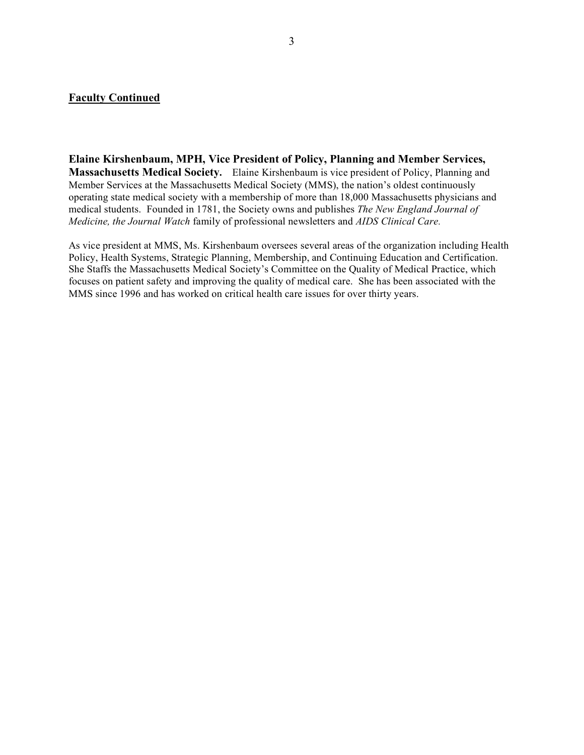## Faculty Continued

**Elaine Kirshenbaum, MPH, Vice President of Policy, Planning and Member Services, Massachusetts Medical Society.** Elaine Kirshenbaum is vice president of Policy, Planning and Member Services at the Massachusetts Medical Society (MMS), the nation's oldest continuously operating state medical society with a membership of more than 18,000 Massachusetts physicians and medical students. Founded in 1781, the Society owns and publishes *The New England Journal of Medicine, the Journal Watch* family of professional newsletters and *AIDS Clinical Care.*

As vice president at MMS, Ms. Kirshenbaum oversees several areas of the organization including Health Policy, Health Systems, Strategic Planning, Membership, and Continuing Education and Certification. She Staffs the Massachusetts Medical Society's Committee on the Quality of Medical Practice, which focuses on patient safety and improving the quality of medical care. She has been associated with the MMS since 1996 and has worked on critical health care issues for over thirty years.